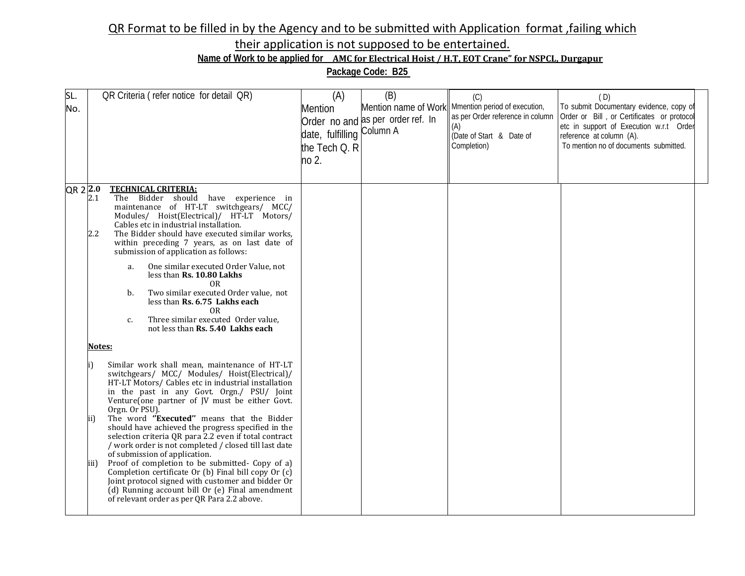QR Format to be filled in by the Agency and to be submitted with Application format ,failing which their application is not supposed to be entertained.

**Name of Work to be applied for AMC for Electrical Hoist / H.T, EOT Crane" for NSPCL, Durgapur**

**Package Code: B25**

| SL. No. | QR Criteria ( refer notice for detail QR) | (A) Mention Order no and date, fulfilling the Tech Q. R no 2. | (B) Mention name of Work as per order ref. In Column A | (C) Mmention period of execution, as per Order reference in column (A) (Date of Start & Date of Completion) | ( D) To submit Documentary evidence, copy of Order or Bill , or Certificates or protocol etc in support of Execution w.r.t Order reference at column (A). To mention no of documents submitted. |
|---|---|---|---|---|---|
| QR 2 | **2.0 TECHNICAL CRITERIA:**<br>2.1 The Bidder should have experience in maintenance of HT-LT switchgears/ MCC/ Modules/ Hoist(Electrical)/ HT-LT Motors/ Cables etc in industrial installation.<br>2.2 The Bidder should have executed similar works, within preceding 7 years, as on last date of submission of application as follows:<br>a. One similar executed Order Value, not less than **Rs. 10.80 Lakhs**<br>OR<br>b. Two similar executed Order value, not less than **Rs. 6.75 Lakhs each**<br>OR<br>c. Three similar executed Order value, not less than **Rs. 5.40 Lakhs each**<br><br>**Notes:**<br>i) Similar work shall mean, maintenance of HT-LT switchgears/ MCC/ Modules/ Hoist(Electrical)/ HT-LT Motors/ Cables etc in industrial installation in the past in any Govt. Orgn./ PSU/ Joint Venture(one partner of JV must be either Govt. Orgn. Or PSU).<br>ii) The word **"Executed"** means that the Bidder should have achieved the progress specified in the selection criteria QR para 2.2 even if total contract / work order is not completed / closed till last date of submission of application.<br>iii) Proof of completion to be submitted- Copy of a) Completion certificate Or (b) Final bill copy Or (c) Joint protocol signed with customer and bidder Or (d) Running account bill Or (e) Final amendment of relevant order as per QR Para 2.2 above. | | | | |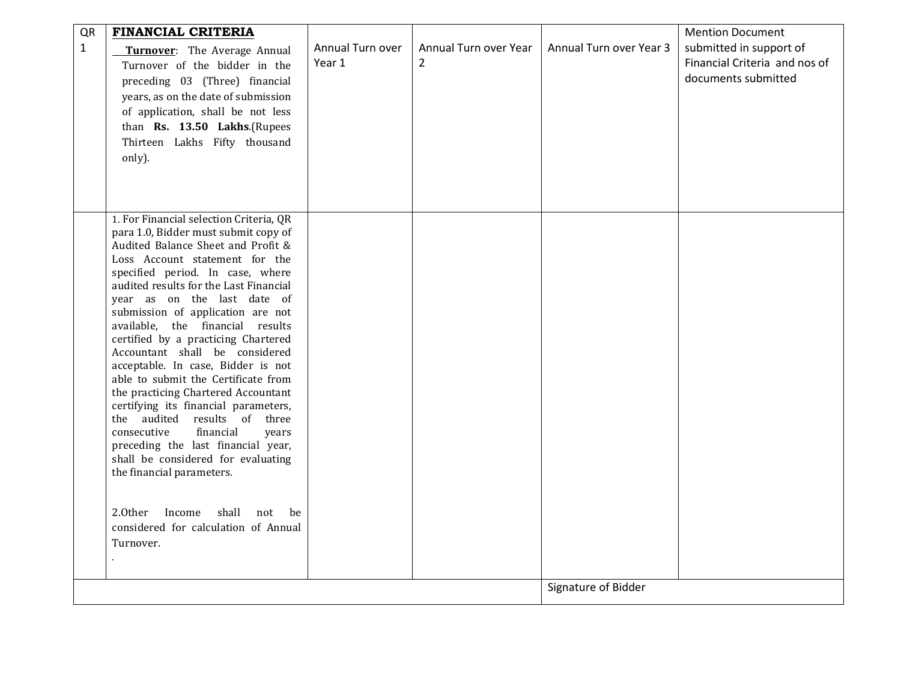| | | | | | |
|---|---|---|---|---|---|
| QR 1 | **FINANCIAL CRITERIA**<br>**Turnover**: The Average Annual Turnover of the bidder in the preceding 03 (Three) financial years, as on the date of submission of application, shall be not less than **Rs. 13.50 Lakhs**.(Rupees Thirteen Lakhs Fifty thousand only). | Annual Turn over Year 1 | Annual Turn over Year 2 | Annual Turn over Year 3 | Mention Document submitted in support of Financial Criteria and nos of documents submitted |
| | 1. For Financial selection Criteria, QR para 1.0, Bidder must submit copy of Audited Balance Sheet and Profit & Loss Account statement for the specified period. In case, where audited results for the Last Financial year as on the last date of submission of application are not available, the financial results certified by a practicing Chartered Accountant shall be considered acceptable. In case, Bidder is not able to submit the Certificate from the practicing Chartered Accountant certifying its financial parameters, the audited results of three consecutive financial years preceding the last financial year, shall be considered for evaluating the financial parameters.<br><br>2.Other Income shall not be considered for calculation of Annual Turnover.<br>. | | | | |
| | | | | Signature of Bidder | |